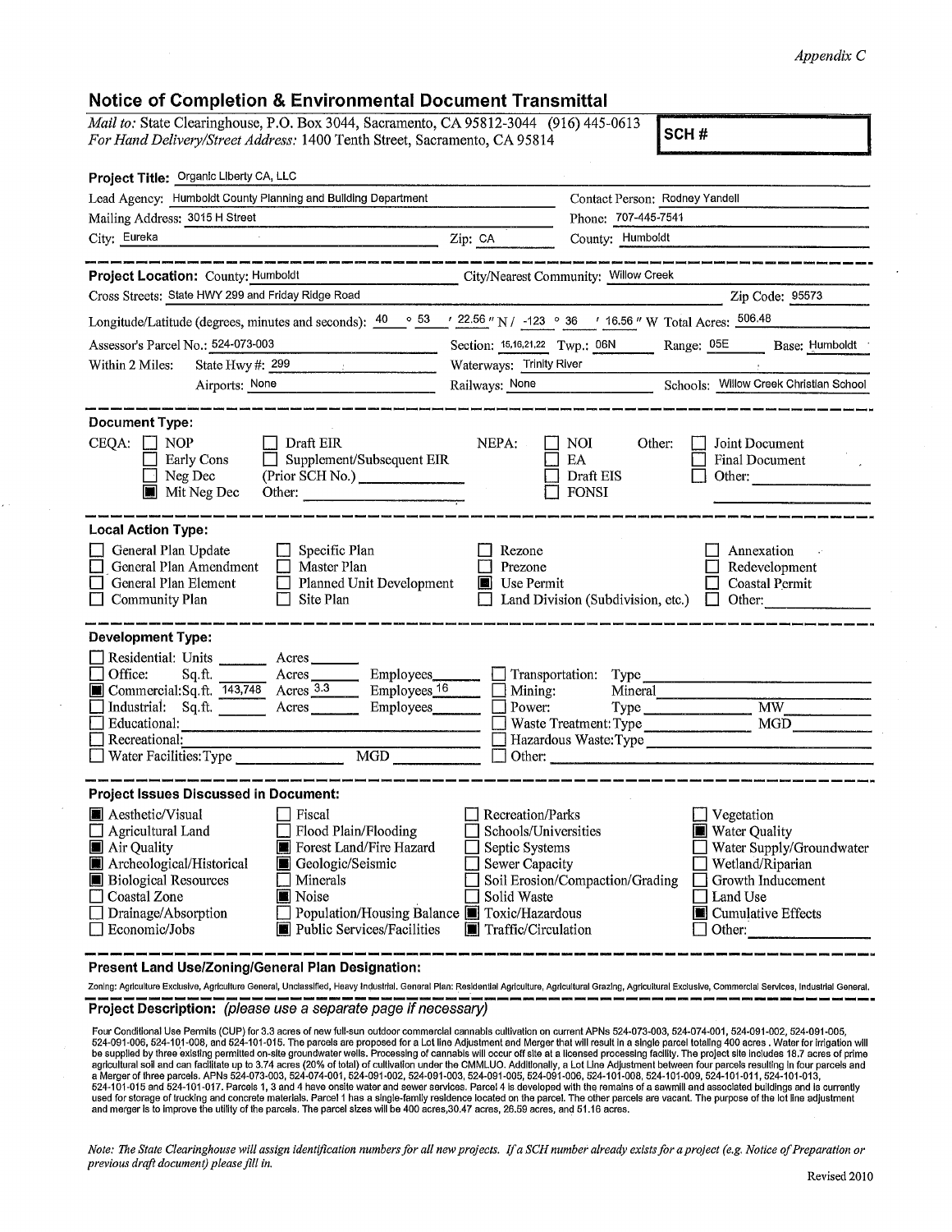*Appendix C*

## Notice of Completion & Environmental Document Transmittal

*Mail to:* State Clearinghouse, P.O. Box 3044, Sacramento, CA 95812-3044 (916) 445-0613
*For Hand Delivery/Street Address:* 1400 Tenth Street, Sacramento, CA 95814

**SCH #**

**Project Title:** Organic Liberty CA, LLC

Lead Agency: Humboldt County Planning and Building Department | Contact Person: Rodney Yandell
Mailing Address: 3015 H Street | Phone: 707-445-7541
City: Eureka | Zip: CA | County: Humboldt

**Project Location:** County: Humboldt | City/Nearest Community: Willow Creek
Cross Streets: State HWY 299 and Friday Ridge Road | Zip Code: 95573
Longitude/Latitude (degrees, minutes and seconds): 40 ° 53 ′ 22.56 ″ N / -123 ° 36 ′ 16.56 ″ W Total Acres: 506.48
Assessor's Parcel No.: 524-073-003 | Section: 15,16,21,22 Twp.: 06N | Range: 05E | Base: Humboldt
Within 2 Miles: State Hwy #: 299 | Waterways: Trinity River
Airports: None | Railways: None | Schools: Willow Creek Christian School

**Document Type:**

CEQA: ☐ NOP ☐ Early Cons ☐ Neg Dec ■ Mit Neg Dec ☐ Draft EIR ☐ Supplement/Subsequent EIR (Prior SCH No.) ______ Other: ______
NEPA: ☐ NOI ☐ EA ☐ Draft EIS ☐ FONSI
Other: ☐ Joint Document ☐ Final Document ☐ Other: ______

**Local Action Type:**

☐ General Plan Update ☐ General Plan Amendment ☐ General Plan Element ☐ Community Plan ☐ Specific Plan ☐ Master Plan ☐ Planned Unit Development ☐ Site Plan ☐ Rezone ☐ Prezone ■ Use Permit ☐ Land Division (Subdivision, etc.) ☐ Annexation ☐ Redevelopment ☐ Coastal Permit ☐ Other: ______

**Development Type:**

☐ Residential: Units ______ Acres ______
☐ Office: Sq.ft. ______ Acres ______ Employees ______
■ Commercial: Sq.ft. 143,748 Acres 3.3 Employees 16
☐ Industrial: Sq.ft. ______ Acres ______ Employees ______
☐ Educational: ______
☐ Recreational: ______
☐ Water Facilities: Type ______ MGD ______
☐ Transportation: Type ______
☐ Mining: Mineral ______
☐ Power: Type ______ MW ______
☐ Waste Treatment: Type ______ MGD ______
☐ Hazardous Waste: Type ______
☐ Other: ______

**Project Issues Discussed in Document:**

■ Aesthetic/Visual ☐ Agricultural Land ■ Air Quality ■ Archeological/Historical ■ Biological Resources ☐ Coastal Zone ☐ Drainage/Absorption ☐ Economic/Jobs ☐ Fiscal ☐ Flood Plain/Flooding ■ Forest Land/Fire Hazard ■ Geologic/Seismic ☐ Minerals ■ Noise ☐ Population/Housing Balance ■ Public Services/Facilities ☐ Recreation/Parks ☐ Schools/Universities ☐ Septic Systems ☐ Sewer Capacity ☐ Soil Erosion/Compaction/Grading ☐ Solid Waste ■ Toxic/Hazardous ■ Traffic/Circulation ☐ Vegetation ■ Water Quality ☐ Water Supply/Groundwater ☐ Wetland/Riparian ☐ Growth Inducement ☐ Land Use ■ Cumulative Effects ☐ Other: ______

**Present Land Use/Zoning/General Plan Designation:**

Zoning: Agriculture Exclusive, Agriculture General, Unclassified, Heavy Industrial. General Plan: Residential Agriculture, Agricultural Grazing, Agricultural Exclusive, Commercial Services, Industrial General.

**Project Description:** *(please use a separate page if necessary)*

Four Conditional Use Permits (CUP) for 3.3 acres of new full-sun outdoor commercial cannabis cultivation on current APNs 524-073-003, 524-074-001, 524-091-002, 524-091-005, 524-091-006, 524-101-008, and 524-101-015. The parcels are proposed for a Lot line Adjustment and Merger that will result in a single parcel totaling 400 acres . Water for irrigation will be supplied by three existing permitted on-site groundwater wells. Processing of cannabis will occur off site at a licensed processing facility. The project site includes 18.7 acres of prime agricultural soil and can facilitate up to 3.74 acres (20% of total) of cultivation under the CMMLUO. Additionally, a Lot Line Adjustment between four parcels resulting in four parcels and a Merger of three parcels. APNs 524-073-003, 524-074-001, 524-091-002, 524-091-003, 524-091-005, 524-091-006, 524-101-008, 524-101-009, 524-101-011, 524-101-013, 524-101-015 and 524-101-017. Parcels 1, 3 and 4 have onsite water and sewer services. Parcel 4 is developed with the remains of a sawmill and associated buildings and is currently used for storage of trucking and concrete materials. Parcel 1 has a single-family residence located on the parcel. The other parcels are vacant. The purpose of the lot line adjustment and merger is to improve the utility of the parcels. The parcel sizes will be 400 acres,30.47 acres, 26.59 acres, and 51.16 acres.

*Note: The State Clearinghouse will assign identification numbers for all new projects. If a SCH number already exists for a project (e.g. Notice of Preparation or previous draft document) please fill in.*

Revised 2010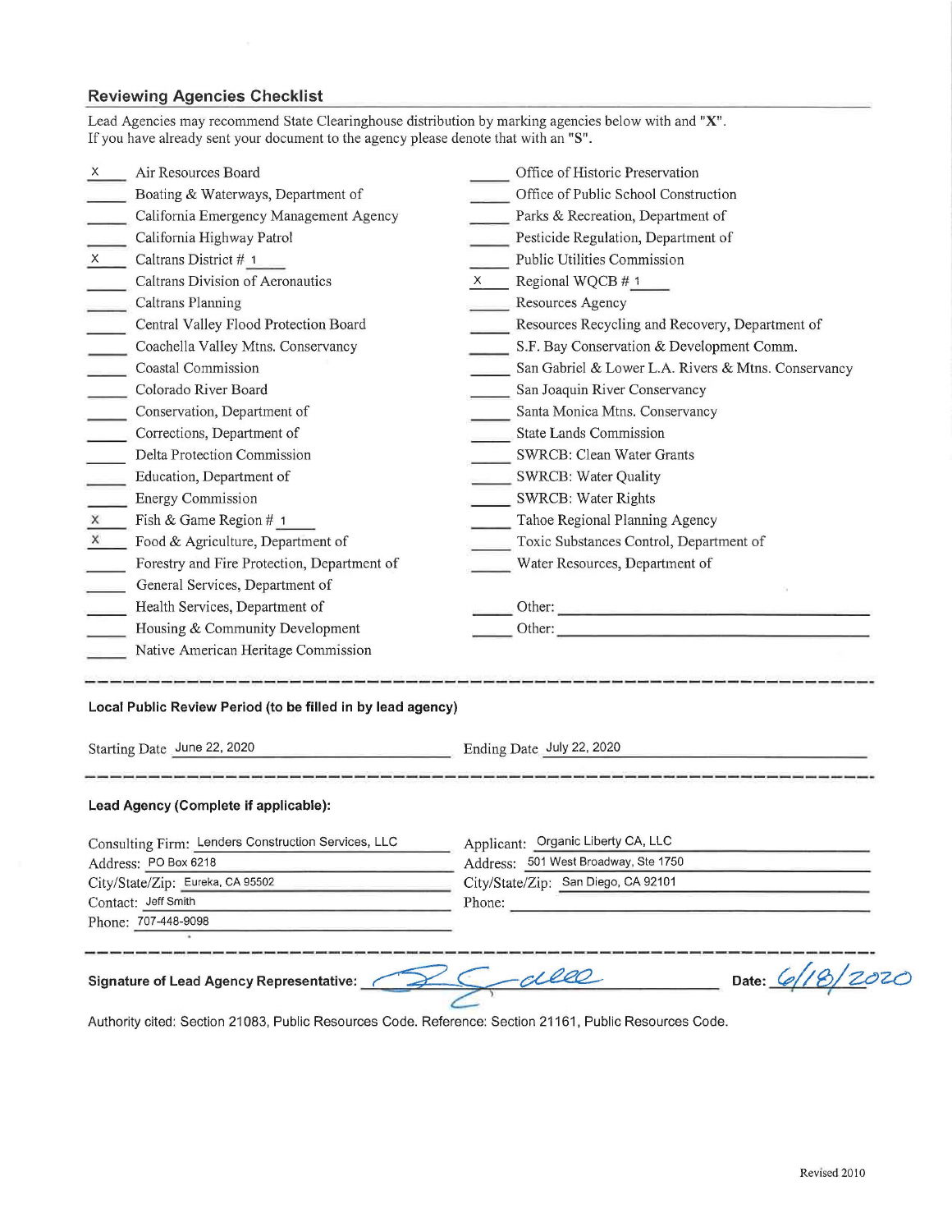## Reviewing Agencies Checklist

Lead Agencies may recommend State Clearinghouse distribution by marking agencies below with and "X".
If you have already sent your document to the agency please denote that with an "S".

X Air Resources Board
\_\_\_ Boating & Waterways, Department of
\_\_\_ California Emergency Management Agency
\_\_\_ California Highway Patrol
X Caltrans District # 1
\_\_\_ Caltrans Division of Aeronautics
\_\_\_ Caltrans Planning
\_\_\_ Central Valley Flood Protection Board
\_\_\_ Coachella Valley Mtns. Conservancy
\_\_\_ Coastal Commission
\_\_\_ Colorado River Board
\_\_\_ Conservation, Department of
\_\_\_ Corrections, Department of
\_\_\_ Delta Protection Commission
\_\_\_ Education, Department of
\_\_\_ Energy Commission
X Fish & Game Region # 1
X Food & Agriculture, Department of
\_\_\_ Forestry and Fire Protection, Department of
\_\_\_ General Services, Department of
\_\_\_ Health Services, Department of
\_\_\_ Housing & Community Development
\_\_\_ Native American Heritage Commission
\_\_\_ Office of Historic Preservation
\_\_\_ Office of Public School Construction
\_\_\_ Parks & Recreation, Department of
\_\_\_ Pesticide Regulation, Department of
\_\_\_ Public Utilities Commission
X Regional WQCB # 1
\_\_\_ Resources Agency
\_\_\_ Resources Recycling and Recovery, Department of
\_\_\_ S.F. Bay Conservation & Development Comm.
\_\_\_ San Gabriel & Lower L.A. Rivers & Mtns. Conservancy
\_\_\_ San Joaquin River Conservancy
\_\_\_ Santa Monica Mtns. Conservancy
\_\_\_ State Lands Commission
\_\_\_ SWRCB: Clean Water Grants
\_\_\_ SWRCB: Water Quality
\_\_\_ SWRCB: Water Rights
\_\_\_ Tahoe Regional Planning Agency
\_\_\_ Toxic Substances Control, Department of
\_\_\_ Water Resources, Department of
\_\_\_ Other: \_\_\_\_\_\_\_\_\_\_
\_\_\_ Other: \_\_\_\_\_\_\_\_\_\_

---

**Local Public Review Period (to be filled in by lead agency)**

Starting Date: June 22, 2020

Ending Date: July 22, 2020

---

**Lead Agency (Complete if applicable):**

Consulting Firm: Lenders Construction Services, LLC
Address: PO Box 6218
City/State/Zip: Eureka, CA 95502
Contact: Jeff Smith
Phone: 707-448-9098

Applicant: Organic Liberty CA, LLC
Address: 501 West Broadway, Ste 1750
City/State/Zip: San Diego, CA 92101
Phone:

---

**Signature of Lead Agency Representative:** [signature]

**Date:** 6/18/2020

Authority cited: Section 21083, Public Resources Code. Reference: Section 21161, Public Resources Code.

Revised 2010